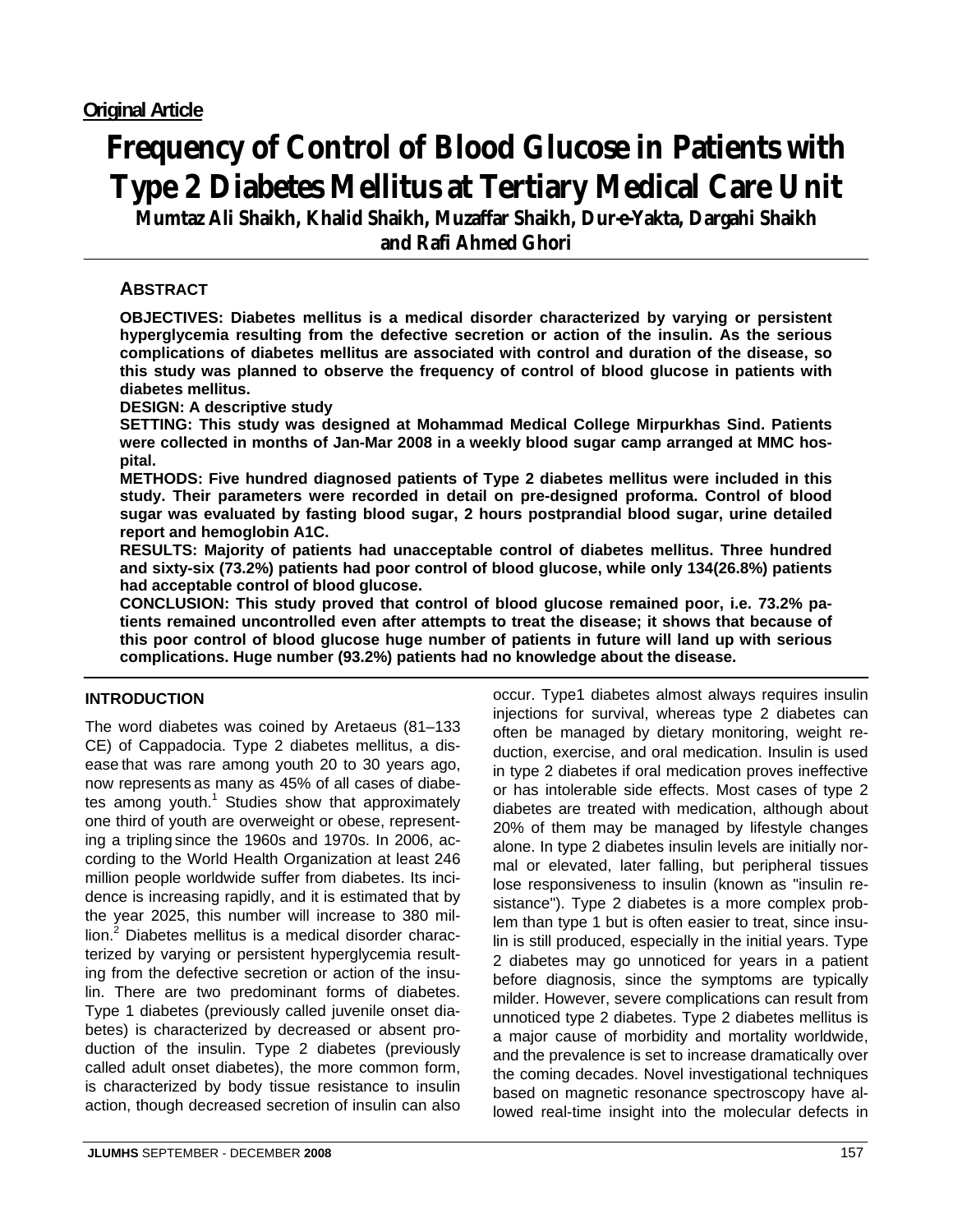**Original Article**

# Frequency of Control of Blood Glucose in Patients with Type 2 Diabetes Mellitus at Tertiary Medical Care Unit

**Mumtaz Ali Shaikh, Khalid Shaikh, Muzaffar Shaikh, Dur-e-Yakta, Dargahi Shaikh and Rafi Ahmed Ghori**

## ABSTRACT

**OBJECTIVES: Diabetes mellitus is a medical disorder characterized by varying or persistent hyperglycemia resulting from the defective secretion or action of the insulin. As the serious complications of diabetes mellitus are associated with control and duration of the disease, so this study was planned to observe the frequency of control of blood glucose in patients with diabetes mellitus.**

**DESIGN: A descriptive study**

**SETTING: This study was designed at Mohammad Medical College Mirpurkhas Sind. Patients were collected in months of Jan-Mar 2008 in a weekly blood sugar camp arranged at MMC hospital.**

**METHODS: Five hundred diagnosed patients of Type 2 diabetes mellitus were included in this study. Their parameters were recorded in detail on pre-designed proforma. Control of blood sugar was evaluated by fasting blood sugar, 2 hours postprandial blood sugar, urine detailed report and hemoglobin A1C.**

**RESULTS: Majority of patients had unacceptable control of diabetes mellitus. Three hundred and sixty-six (73.2%) patients had poor control of blood glucose, while only 134(26.8%) patients had acceptable control of blood glucose.**

**CONCLUSION: This study proved that control of blood glucose remained poor, i.e. 73.2% patients remained uncontrolled even after attempts to treat the disease; it shows that because of this poor control of blood glucose huge number of patients in future will land up with serious complications. Huge number (93.2%) patients had no knowledge about the disease.**

## INTRODUCTION

The word diabetes was coined by Aretaeus (81–133 CE) of Cappadocia. Type 2 diabetes mellitus, a disease that was rare among youth 20 to 30 years ago, now represents as many as 45% of all cases of diabetes among youth.[1] Studies show that approximately one third of youth are overweight or obese, representing a tripling since the 1960s and 1970s. In 2006, according to the World Health Organization at least 246 million people worldwide suffer from diabetes. Its incidence is increasing rapidly, and it is estimated that by the year 2025, this number will increase to 380 million.[2] Diabetes mellitus is a medical disorder characterized by varying or persistent hyperglycemia resulting from the defective secretion or action of the insulin. There are two predominant forms of diabetes. Type 1 diabetes (previously called juvenile onset diabetes) is characterized by decreased or absent production of the insulin. Type 2 diabetes (previously called adult onset diabetes), the more common form, is characterized by body tissue resistance to insulin action, though decreased secretion of insulin can also occur. Type1 diabetes almost always requires insulin injections for survival, whereas type 2 diabetes can often be managed by dietary monitoring, weight reduction, exercise, and oral medication. Insulin is used in type 2 diabetes if oral medication proves ineffective or has intolerable side effects. Most cases of type 2 diabetes are treated with medication, although about 20% of them may be managed by lifestyle changes alone. In type 2 diabetes insulin levels are initially normal or elevated, later falling, but peripheral tissues lose responsiveness to insulin (known as "insulin resistance"). Type 2 diabetes is a more complex problem than type 1 but is often easier to treat, since insulin is still produced, especially in the initial years. Type 2 diabetes may go unnoticed for years in a patient before diagnosis, since the symptoms are typically milder. However, severe complications can result from unnoticed type 2 diabetes. Type 2 diabetes mellitus is a major cause of morbidity and mortality worldwide, and the prevalence is set to increase dramatically over the coming decades. Novel investigational techniques based on magnetic resonance spectroscopy have allowed real-time insight into the molecular defects in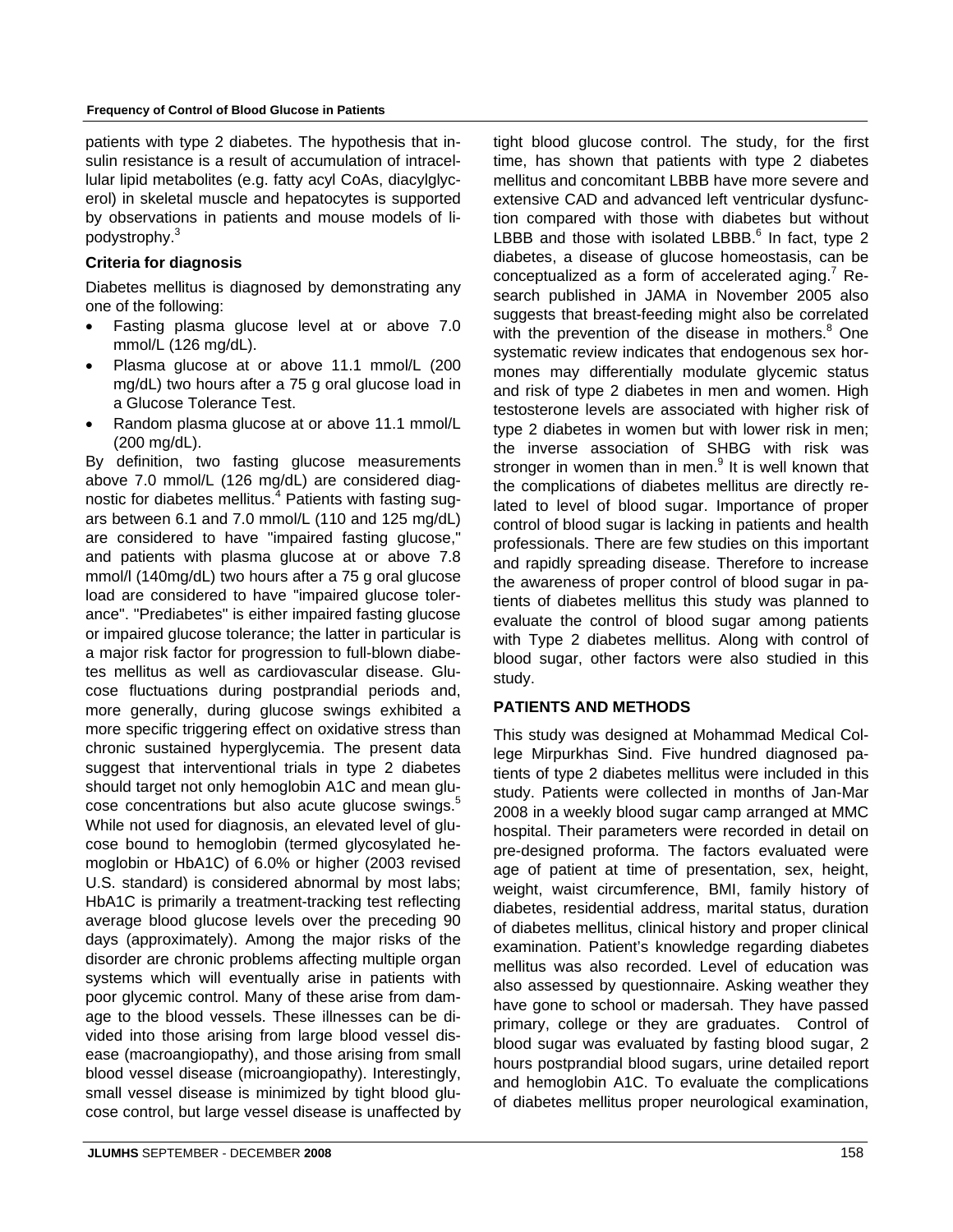patients with type 2 diabetes. The hypothesis that insulin resistance is a result of accumulation of intracellular lipid metabolites (e.g. fatty acyl CoAs, diacylglycerol) in skeletal muscle and hepatocytes is supported by observations in patients and mouse models of lipodystrophy.[3]

### Criteria for diagnosis

Diabetes mellitus is diagnosed by demonstrating any one of the following:

- Fasting plasma glucose level at or above 7.0 mmol/L (126 mg/dL).
- Plasma glucose at or above 11.1 mmol/L (200 mg/dL) two hours after a 75 g oral glucose load in a Glucose Tolerance Test.
- Random plasma glucose at or above 11.1 mmol/L (200 mg/dL).

By definition, two fasting glucose measurements above 7.0 mmol/L (126 mg/dL) are considered diagnostic for diabetes mellitus.[4] Patients with fasting sugars between 6.1 and 7.0 mmol/L (110 and 125 mg/dL) are considered to have "impaired fasting glucose," and patients with plasma glucose at or above 7.8 mmol/l (140mg/dL) two hours after a 75 g oral glucose load are considered to have "impaired glucose tolerance". "Prediabetes" is either impaired fasting glucose or impaired glucose tolerance; the latter in particular is a major risk factor for progression to full-blown diabetes mellitus as well as cardiovascular disease. Glucose fluctuations during postprandial periods and, more generally, during glucose swings exhibited a more specific triggering effect on oxidative stress than chronic sustained hyperglycemia. The present data suggest that interventional trials in type 2 diabetes should target not only hemoglobin A1C and mean glucose concentrations but also acute glucose swings.[5] While not used for diagnosis, an elevated level of glucose bound to hemoglobin (termed glycosylated hemoglobin or HbA1C) of 6.0% or higher (2003 revised U.S. standard) is considered abnormal by most labs; HbA1C is primarily a treatment-tracking test reflecting average blood glucose levels over the preceding 90 days (approximately). Among the major risks of the disorder are chronic problems affecting multiple organ systems which will eventually arise in patients with poor glycemic control. Many of these arise from damage to the blood vessels. These illnesses can be divided into those arising from large blood vessel disease (macroangiopathy), and those arising from small blood vessel disease (microangiopathy). Interestingly, small vessel disease is minimized by tight blood glucose control, but large vessel disease is unaffected by tight blood glucose control. The study, for the first time, has shown that patients with type 2 diabetes mellitus and concomitant LBBB have more severe and extensive CAD and advanced left ventricular dysfunction compared with those with diabetes but without LBBB and those with isolated LBBB.[6] In fact, type 2 diabetes, a disease of glucose homeostasis, can be conceptualized as a form of accelerated aging.[7] Research published in JAMA in November 2005 also suggests that breast-feeding might also be correlated with the prevention of the disease in mothers.[8] One systematic review indicates that endogenous sex hormones may differentially modulate glycemic status and risk of type 2 diabetes in men and women. High testosterone levels are associated with higher risk of type 2 diabetes in women but with lower risk in men; the inverse association of SHBG with risk was stronger in women than in men.[9] It is well known that the complications of diabetes mellitus are directly related to level of blood sugar. Importance of proper control of blood sugar is lacking in patients and health professionals. There are few studies on this important and rapidly spreading disease. Therefore to increase the awareness of proper control of blood sugar in patients of diabetes mellitus this study was planned to evaluate the control of blood sugar among patients with Type 2 diabetes mellitus. Along with control of blood sugar, other factors were also studied in this study.

## PATIENTS AND METHODS

This study was designed at Mohammad Medical College Mirpurkhas Sind. Five hundred diagnosed patients of type 2 diabetes mellitus were included in this study. Patients were collected in months of Jan-Mar 2008 in a weekly blood sugar camp arranged at MMC hospital. Their parameters were recorded in detail on pre-designed proforma. The factors evaluated were age of patient at time of presentation, sex, height, weight, waist circumference, BMI, family history of diabetes, residential address, marital status, duration of diabetes mellitus, clinical history and proper clinical examination. Patient's knowledge regarding diabetes mellitus was also recorded. Level of education was also assessed by questionnaire. Asking weather they have gone to school or madersah. They have passed primary, college or they are graduates. Control of blood sugar was evaluated by fasting blood sugar, 2 hours postprandial blood sugars, urine detailed report and hemoglobin A1C. To evaluate the complications of diabetes mellitus proper neurological examination,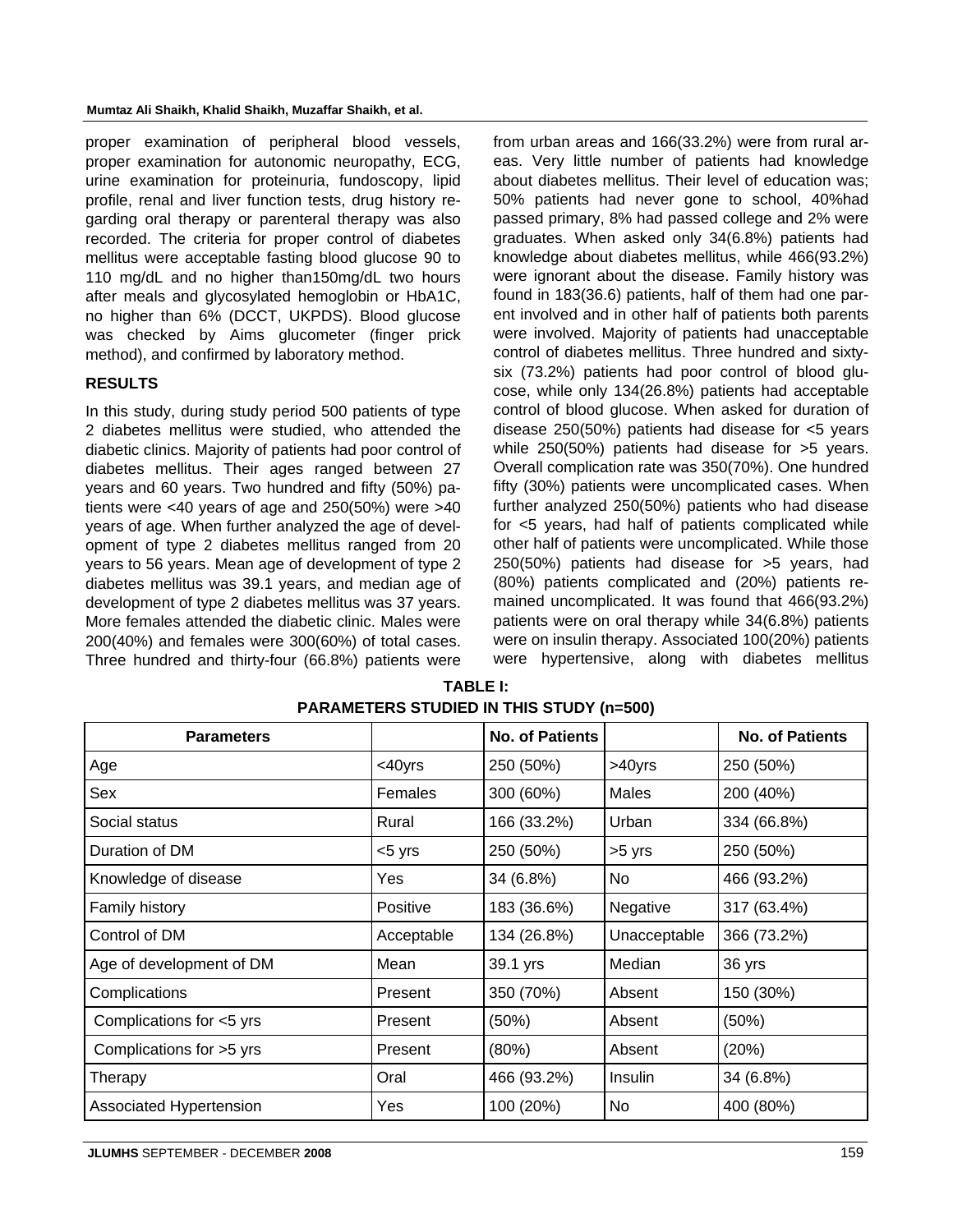proper examination of peripheral blood vessels, proper examination for autonomic neuropathy, ECG, urine examination for proteinuria, fundoscopy, lipid profile, renal and liver function tests, drug history regarding oral therapy or parenteral therapy was also recorded. The criteria for proper control of diabetes mellitus were acceptable fasting blood glucose 90 to 110 mg/dL and no higher than150mg/dL two hours after meals and glycosylated hemoglobin or HbA1C, no higher than 6% (DCCT, UKPDS). Blood glucose was checked by Aims glucometer (finger prick method), and confirmed by laboratory method.

## RESULTS

In this study, during study period 500 patients of type 2 diabetes mellitus were studied, who attended the diabetic clinics. Majority of patients had poor control of diabetes mellitus. Their ages ranged between 27 years and 60 years. Two hundred and fifty (50%) patients were <40 years of age and 250(50%) were >40 years of age. When further analyzed the age of development of type 2 diabetes mellitus ranged from 20 years to 56 years. Mean age of development of type 2 diabetes mellitus was 39.1 years, and median age of development of type 2 diabetes mellitus was 37 years. More females attended the diabetic clinic. Males were 200(40%) and females were 300(60%) of total cases. Three hundred and thirty-four (66.8%) patients were from urban areas and 166(33.2%) were from rural areas. Very little number of patients had knowledge about diabetes mellitus. Their level of education was; 50% patients had never gone to school, 40%had passed primary, 8% had passed college and 2% were graduates. When asked only 34(6.8%) patients had knowledge about diabetes mellitus, while 466(93.2%) were ignorant about the disease. Family history was found in 183(36.6) patients, half of them had one parent involved and in other half of patients both parents were involved. Majority of patients had unacceptable control of diabetes mellitus. Three hundred and sixty-six (73.2%) patients had poor control of blood glucose, while only 134(26.8%) patients had acceptable control of blood glucose. When asked for duration of disease 250(50%) patients had disease for <5 years while 250(50%) patients had disease for >5 years. Overall complication rate was 350(70%). One hundred fifty (30%) patients were uncomplicated cases. When further analyzed 250(50%) patients who had disease for <5 years, had half of patients complicated while other half of patients were uncomplicated. While those 250(50%) patients had disease for >5 years, had (80%) patients complicated and (20%) patients remained uncomplicated. It was found that 466(93.2%) patients were on oral therapy while 34(6.8%) patients were on insulin therapy. Associated 100(20%) patients were hypertensive, along with diabetes mellitus

**TABLE I: PARAMETERS STUDIED IN THIS STUDY (n=500)**

| Parameters | | No. of Patients | | No. of Patients |
|---|---|---|---|---|
| Age | <40yrs | 250 (50%) | >40yrs | 250 (50%) |
| Sex | Females | 300 (60%) | Males | 200 (40%) |
| Social status | Rural | 166 (33.2%) | Urban | 334 (66.8%) |
| Duration of DM | <5 yrs | 250 (50%) | >5 yrs | 250 (50%) |
| Knowledge of disease | Yes | 34 (6.8%) | No | 466 (93.2%) |
| Family history | Positive | 183 (36.6%) | Negative | 317 (63.4%) |
| Control of DM | Acceptable | 134 (26.8%) | Unacceptable | 366 (73.2%) |
| Age of development of DM | Mean | 39.1 yrs | Median | 36 yrs |
| Complications | Present | 350 (70%) | Absent | 150 (30%) |
| Complications for <5 yrs | Present | (50%) | Absent | (50%) |
| Complications for >5 yrs | Present | (80%) | Absent | (20%) |
| Therapy | Oral | 466 (93.2%) | Insulin | 34 (6.8%) |
| Associated Hypertension | Yes | 100 (20%) | No | 400 (80%) |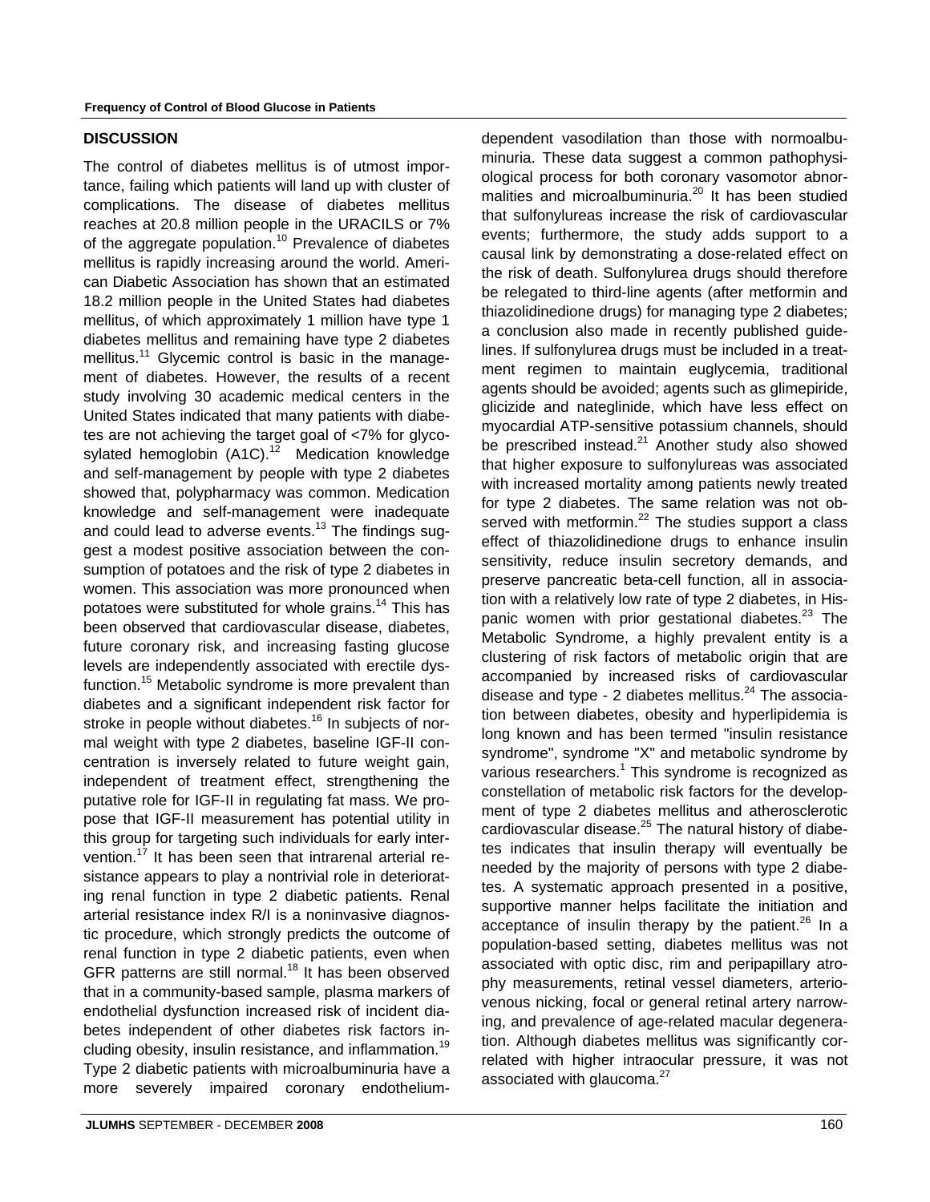## DISCUSSION

The control of diabetes mellitus is of utmost importance, failing which patients will land up with cluster of complications. The disease of diabetes mellitus reaches at 20.8 million people in the URACILS or 7% of the aggregate population.[10] Prevalence of diabetes mellitus is rapidly increasing around the world. American Diabetic Association has shown that an estimated 18.2 million people in the United States had diabetes mellitus, of which approximately 1 million have type 1 diabetes mellitus and remaining have type 2 diabetes mellitus.[11] Glycemic control is basic in the management of diabetes. However, the results of a recent study involving 30 academic medical centers in the United States indicated that many patients with diabetes are not achieving the target goal of <7% for glycosylated hemoglobin (A1C).[12] Medication knowledge and self-management by people with type 2 diabetes showed that, polypharmacy was common. Medication knowledge and self-management were inadequate and could lead to adverse events.[13] The findings suggest a modest positive association between the consumption of potatoes and the risk of type 2 diabetes in women. This association was more pronounced when potatoes were substituted for whole grains.[14] This has been observed that cardiovascular disease, diabetes, future coronary risk, and increasing fasting glucose levels are independently associated with erectile dysfunction.[15] Metabolic syndrome is more prevalent than diabetes and a significant independent risk factor for stroke in people without diabetes.[16] In subjects of normal weight with type 2 diabetes, baseline IGF-II concentration is inversely related to future weight gain, independent of treatment effect, strengthening the putative role for IGF-II in regulating fat mass. We propose that IGF-II measurement has potential utility in this group for targeting such individuals for early intervention.[17] It has been seen that intrarenal arterial resistance appears to play a nontrivial role in deteriorating renal function in type 2 diabetic patients. Renal arterial resistance index R/I is a noninvasive diagnostic procedure, which strongly predicts the outcome of renal function in type 2 diabetic patients, even when GFR patterns are still normal.[18] It has been observed that in a community-based sample, plasma markers of endothelial dysfunction increased risk of incident diabetes independent of other diabetes risk factors including obesity, insulin resistance, and inflammation.[19] Type 2 diabetic patients with microalbuminuria have a more severely impaired coronary endothelium-dependent vasodilation than those with normoalbuminuria. These data suggest a common pathophysiological process for both coronary vasomotor abnormalities and microalbuminuria.[20] It has been studied that sulfonylureas increase the risk of cardiovascular events; furthermore, the study adds support to a causal link by demonstrating a dose-related effect on the risk of death. Sulfonylurea drugs should therefore be relegated to third-line agents (after metformin and thiazolidinedione drugs) for managing type 2 diabetes; a conclusion also made in recently published guidelines. If sulfonylurea drugs must be included in a treatment regimen to maintain euglycemia, traditional agents should be avoided; agents such as glimepiride, glicizide and nateglinide, which have less effect on myocardial ATP-sensitive potassium channels, should be prescribed instead.[21] Another study also showed that higher exposure to sulfonylureas was associated with increased mortality among patients newly treated for type 2 diabetes. The same relation was not observed with metformin.[22] The studies support a class effect of thiazolidinedione drugs to enhance insulin sensitivity, reduce insulin secretory demands, and preserve pancreatic beta-cell function, all in association with a relatively low rate of type 2 diabetes, in Hispanic women with prior gestational diabetes.[23] The Metabolic Syndrome, a highly prevalent entity is a clustering of risk factors of metabolic origin that are accompanied by increased risks of cardiovascular disease and type - 2 diabetes mellitus.[24] The association between diabetes, obesity and hyperlipidemia is long known and has been termed "insulin resistance syndrome", syndrome "X" and metabolic syndrome by various researchers.[1] This syndrome is recognized as constellation of metabolic risk factors for the development of type 2 diabetes mellitus and atherosclerotic cardiovascular disease.[25] The natural history of diabetes indicates that insulin therapy will eventually be needed by the majority of persons with type 2 diabetes. A systematic approach presented in a positive, supportive manner helps facilitate the initiation and acceptance of insulin therapy by the patient.[26] In a population-based setting, diabetes mellitus was not associated with optic disc, rim and peripapillary atrophy measurements, retinal vessel diameters, arteriovenous nicking, focal or general retinal artery narrowing, and prevalence of age-related macular degeneration. Although diabetes mellitus was significantly correlated with higher intraocular pressure, it was not associated with glaucoma.[27]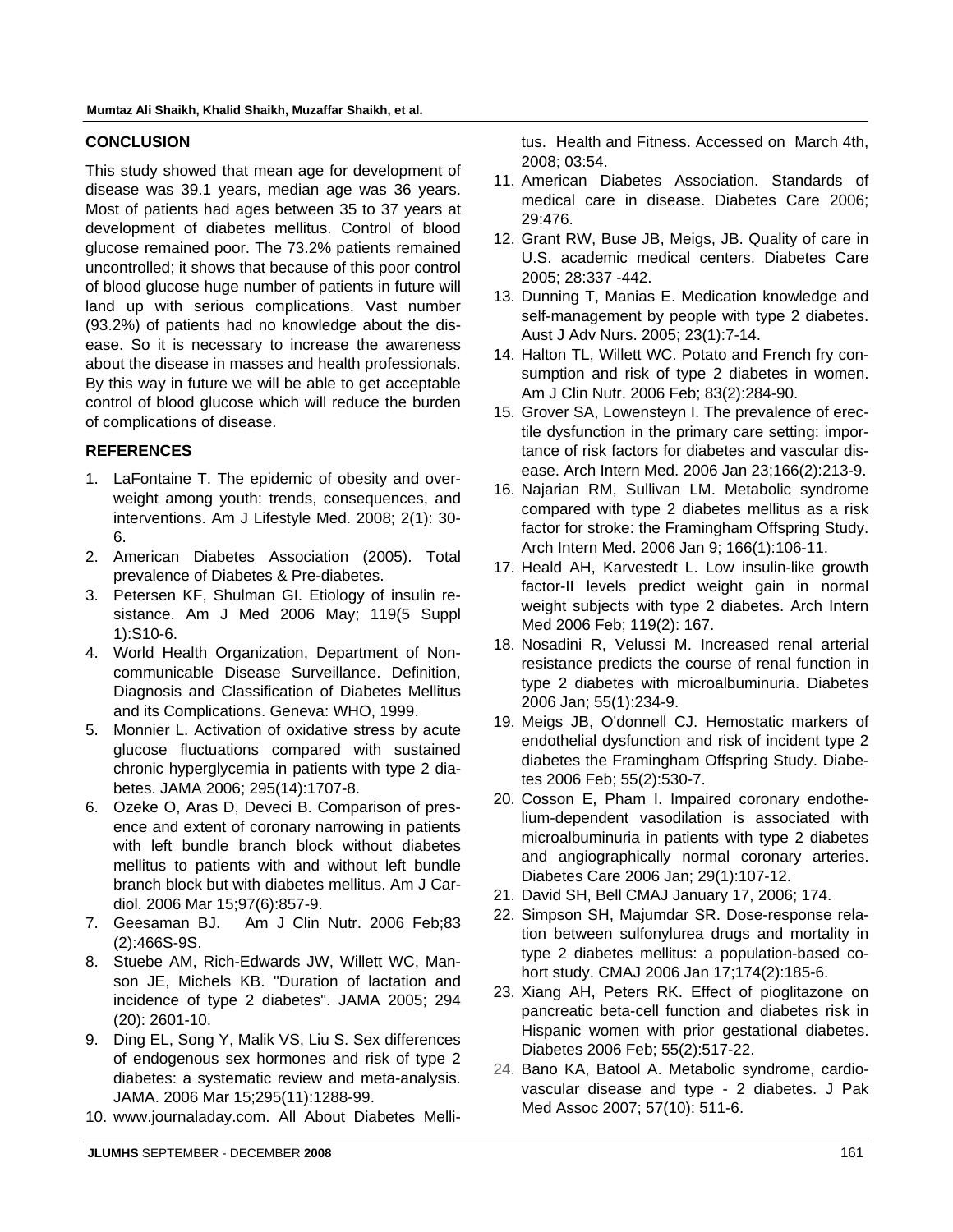## CONCLUSION

This study showed that mean age for development of disease was 39.1 years, median age was 36 years. Most of patients had ages between 35 to 37 years at development of diabetes mellitus. Control of blood glucose remained poor. The 73.2% patients remained uncontrolled; it shows that because of this poor control of blood glucose huge number of patients in future will land up with serious complications. Vast number (93.2%) of patients had no knowledge about the disease. So it is necessary to increase the awareness about the disease in masses and health professionals. By this way in future we will be able to get acceptable control of blood glucose which will reduce the burden of complications of disease.

## REFERENCES

1. LaFontaine T. The epidemic of obesity and overweight among youth: trends, consequences, and interventions. Am J Lifestyle Med. 2008; 2(1): 30-6.
2. American Diabetes Association (2005). Total prevalence of Diabetes & Pre-diabetes.
3. Petersen KF, Shulman GI. Etiology of insulin resistance. Am J Med 2006 May; 119(5 Suppl 1):S10-6.
4. World Health Organization, Department of Noncommunicable Disease Surveillance. Definition, Diagnosis and Classification of Diabetes Mellitus and its Complications. Geneva: WHO, 1999.
5. Monnier L. Activation of oxidative stress by acute glucose fluctuations compared with sustained chronic hyperglycemia in patients with type 2 diabetes. JAMA 2006; 295(14):1707-8.
6. Ozeke O, Aras D, Deveci B. Comparison of presence and extent of coronary narrowing in patients with left bundle branch block without diabetes mellitus to patients with and without left bundle branch block but with diabetes mellitus. Am J Cardiol. 2006 Mar 15;97(6):857-9.
7. Geesaman BJ. Am J Clin Nutr. 2006 Feb;83 (2):466S-9S.
8. Stuebe AM, Rich-Edwards JW, Willett WC, Manson JE, Michels KB. "Duration of lactation and incidence of type 2 diabetes". JAMA 2005; 294 (20): 2601-10.
9. Ding EL, Song Y, Malik VS, Liu S. Sex differences of endogenous sex hormones and risk of type 2 diabetes: a systematic review and meta-analysis. JAMA. 2006 Mar 15;295(11):1288-99.
10. www.journaladay.com. All About Diabetes Mellitus. Health and Fitness. Accessed on March 4th, 2008; 03:54.
11. American Diabetes Association. Standards of medical care in disease. Diabetes Care 2006; 29:476.
12. Grant RW, Buse JB, Meigs, JB. Quality of care in U.S. academic medical centers. Diabetes Care 2005; 28:337 -442.
13. Dunning T, Manias E. Medication knowledge and self-management by people with type 2 diabetes. Aust J Adv Nurs. 2005; 23(1):7-14.
14. Halton TL, Willett WC. Potato and French fry consumption and risk of type 2 diabetes in women. Am J Clin Nutr. 2006 Feb; 83(2):284-90.
15. Grover SA, Lowensteyn I. The prevalence of erectile dysfunction in the primary care setting: importance of risk factors for diabetes and vascular disease. Arch Intern Med. 2006 Jan 23;166(2):213-9.
16. Najarian RM, Sullivan LM. Metabolic syndrome compared with type 2 diabetes mellitus as a risk factor for stroke: the Framingham Offspring Study. Arch Intern Med. 2006 Jan 9; 166(1):106-11.
17. Heald AH, Karvestedt L. Low insulin-like growth factor-II levels predict weight gain in normal weight subjects with type 2 diabetes. Arch Intern Med 2006 Feb; 119(2): 167.
18. Nosadini R, Velussi M. Increased renal arterial resistance predicts the course of renal function in type 2 diabetes with microalbuminuria. Diabetes 2006 Jan; 55(1):234-9.
19. Meigs JB, O'donnell CJ. Hemostatic markers of endothelial dysfunction and risk of incident type 2 diabetes the Framingham Offspring Study. Diabetes 2006 Feb; 55(2):530-7.
20. Cosson E, Pham I. Impaired coronary endothelium-dependent vasodilation is associated with microalbuminuria in patients with type 2 diabetes and angiographically normal coronary arteries. Diabetes Care 2006 Jan; 29(1):107-12.
21. David SH, Bell CMAJ January 17, 2006; 174.
22. Simpson SH, Majumdar SR. Dose-response relation between sulfonylurea drugs and mortality in type 2 diabetes mellitus: a population-based cohort study. CMAJ 2006 Jan 17;174(2):185-6.
23. Xiang AH, Peters RK. Effect of pioglitazone on pancreatic beta-cell function and diabetes risk in Hispanic women with prior gestational diabetes. Diabetes 2006 Feb; 55(2):517-22.
24. Bano KA, Batool A. Metabolic syndrome, cardiovascular disease and type - 2 diabetes. J Pak Med Assoc 2007; 57(10): 511-6.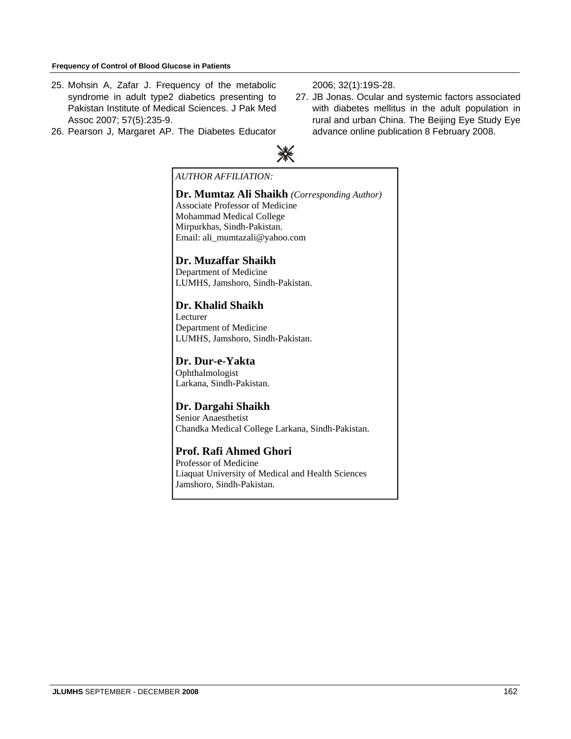25. Mohsin A, Zafar J. Frequency of the metabolic syndrome in adult type2 diabetics presenting to Pakistan Institute of Medical Sciences. J Pak Med Assoc 2007; 57(5):235-9.
26. Pearson J, Margaret AP. The Diabetes Educator 2006; 32(1):19S-28.
27. JB Jonas. Ocular and systemic factors associated with diabetes mellitus in the adult population in rural and urban China. The Beijing Eye Study Eye advance online publication 8 February 2008.

*AUTHOR AFFILIATION:*

**Dr. Mumtaz Ali Shaikh** *(Corresponding Author)*
Associate Professor of Medicine
Mohammad Medical College
Mirpurkhas, Sindh-Pakistan.
Email: ali_mumtazali@yahoo.com

**Dr. Muzaffar Shaikh**
Department of Medicine
LUMHS, Jamshoro, Sindh-Pakistan.

**Dr. Khalid Shaikh**
Lecturer
Department of Medicine
LUMHS, Jamshoro, Sindh-Pakistan.

**Dr. Dur-e-Yakta**
Ophthalmologist
Larkana, Sindh-Pakistan.

**Dr. Dargahi Shaikh**
Senior Anaesthetist
Chandka Medical College Larkana, Sindh-Pakistan.

**Prof. Rafi Ahmed Ghori**
Professor of Medicine
Liaquat University of Medical and Health Sciences
Jamshoro, Sindh-Pakistan.